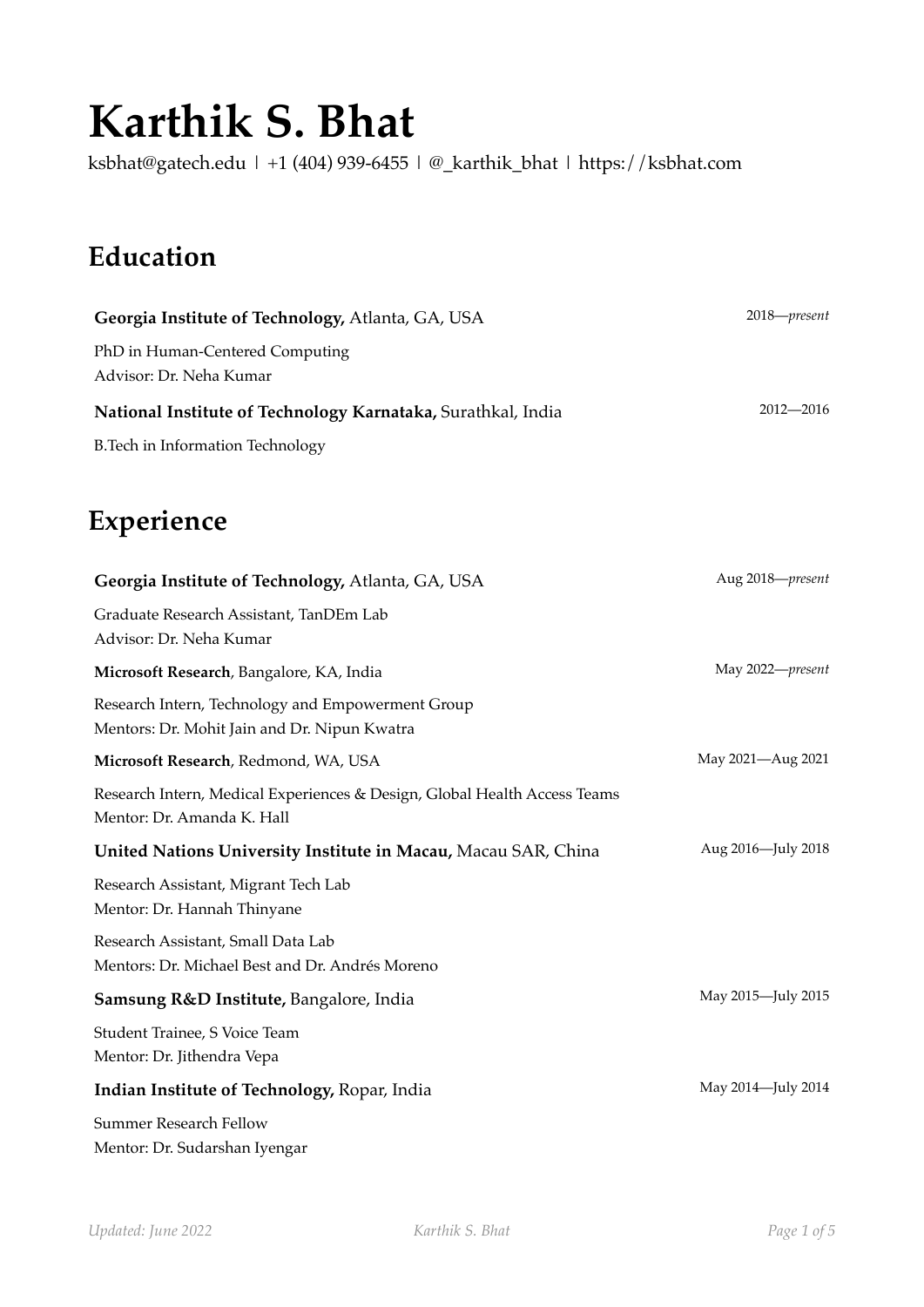# Karthik S. Bhat

ksbhat@gatech.edu | +1 (404) 939-6455 | @_karthik_bhat | https://ksbhat.com

## Education

**Georgia Institute of Technology,** Atlanta, GA, USA — 2018—*present*

PhD in Human-Centered Computing
Advisor: Dr. Neha Kumar

**National Institute of Technology Karnataka,** Surathkal, India — 2012—2016

B.Tech in Information Technology

## Experience

**Georgia Institute of Technology,** Atlanta, GA, USA — Aug 2018—*present*

Graduate Research Assistant, TanDEm Lab
Advisor: Dr. Neha Kumar

**Microsoft Research**, Bangalore, KA, India — May 2022—*present*

Research Intern, Technology and Empowerment Group
Mentors: Dr. Mohit Jain and Dr. Nipun Kwatra

**Microsoft Research**, Redmond, WA, USA — May 2021—Aug 2021

Research Intern, Medical Experiences & Design, Global Health Access Teams
Mentor: Dr. Amanda K. Hall

**United Nations University Institute in Macau,** Macau SAR, China — Aug 2016—July 2018

Research Assistant, Migrant Tech Lab
Mentor: Dr. Hannah Thinyane

Research Assistant, Small Data Lab
Mentors: Dr. Michael Best and Dr. Andrés Moreno

**Samsung R&D Institute,** Bangalore, India — May 2015—July 2015

Student Trainee, S Voice Team
Mentor: Dr. Jithendra Vepa

**Indian Institute of Technology,** Ropar, India — May 2014—July 2014

Summer Research Fellow
Mentor: Dr. Sudarshan Iyengar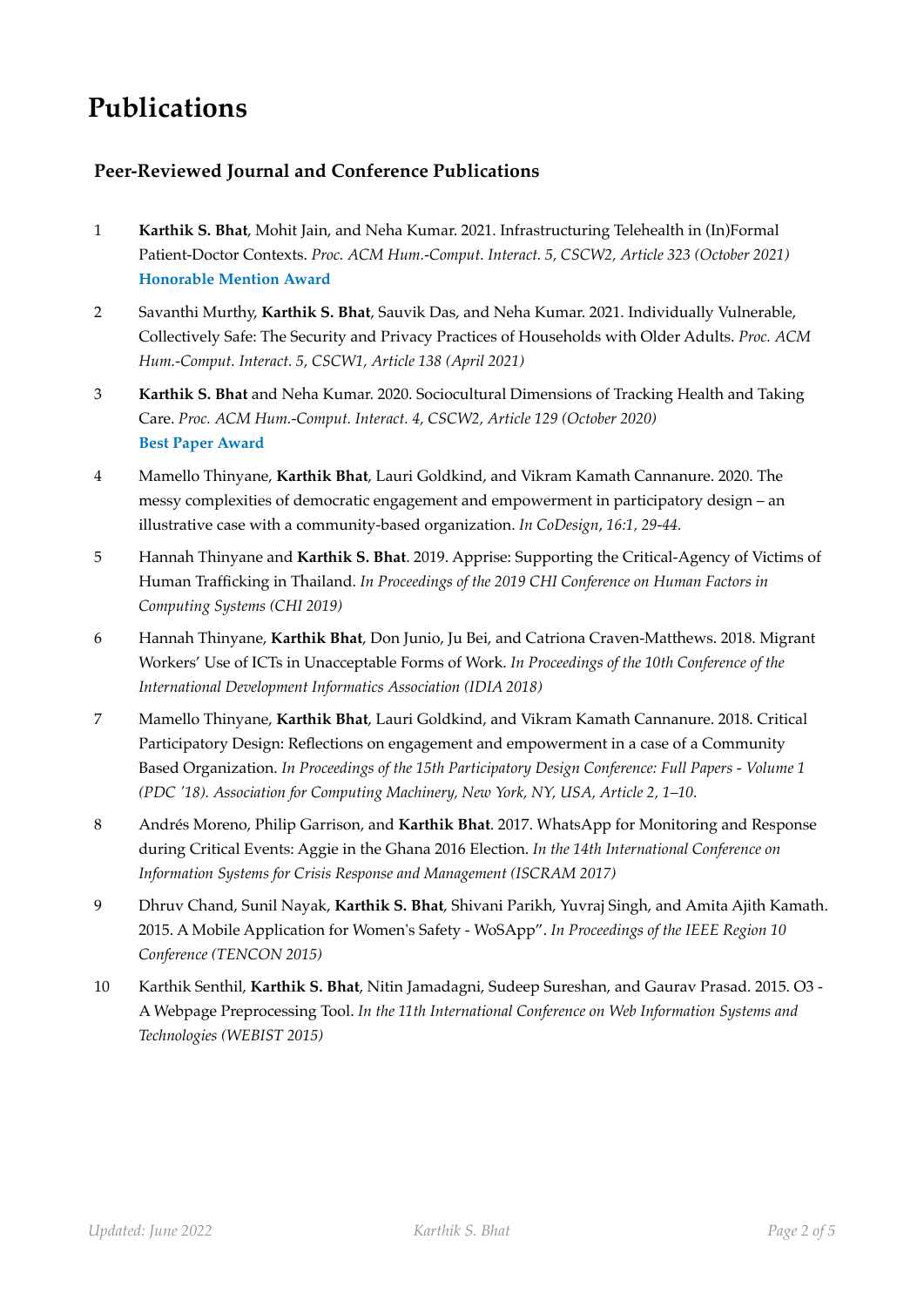# Publications

## Peer-Reviewed Journal and Conference Publications

1. **Karthik S. Bhat**, Mohit Jain, and Neha Kumar. 2021. Infrastructuring Telehealth in (In)Formal Patient-Doctor Contexts. *Proc. ACM Hum.-Comput. Interact. 5, CSCW2, Article 323 (October 2021)*
   **Honorable Mention Award**

2. Savanthi Murthy, **Karthik S. Bhat**, Sauvik Das, and Neha Kumar. 2021. Individually Vulnerable, Collectively Safe: The Security and Privacy Practices of Households with Older Adults. *Proc. ACM Hum.-Comput. Interact. 5, CSCW1, Article 138 (April 2021)*

3. **Karthik S. Bhat** and Neha Kumar. 2020. Sociocultural Dimensions of Tracking Health and Taking Care. *Proc. ACM Hum.-Comput. Interact. 4, CSCW2, Article 129 (October 2020)*
   **Best Paper Award**

4. Mamello Thinyane, **Karthik Bhat**, Lauri Goldkind, and Vikram Kamath Cannanure. 2020. The messy complexities of democratic engagement and empowerment in participatory design – an illustrative case with a community-based organization. *In CoDesign, 16:1, 29-44.*

5. Hannah Thinyane and **Karthik S. Bhat**. 2019. Apprise: Supporting the Critical-Agency of Victims of Human Trafficking in Thailand. *In Proceedings of the 2019 CHI Conference on Human Factors in Computing Systems (CHI 2019)*

6. Hannah Thinyane, **Karthik Bhat**, Don Junio, Ju Bei, and Catriona Craven-Matthews. 2018. Migrant Workers' Use of ICTs in Unacceptable Forms of Work. *In Proceedings of the 10th Conference of the International Development Informatics Association (IDIA 2018)*

7. Mamello Thinyane, **Karthik Bhat**, Lauri Goldkind, and Vikram Kamath Cannanure. 2018. Critical Participatory Design: Reflections on engagement and empowerment in a case of a Community Based Organization. *In Proceedings of the 15th Participatory Design Conference: Full Papers - Volume 1 (PDC '18). Association for Computing Machinery, New York, NY, USA, Article 2, 1–10.*

8. Andrés Moreno, Philip Garrison, and **Karthik Bhat**. 2017. WhatsApp for Monitoring and Response during Critical Events: Aggie in the Ghana 2016 Election. *In the 14th International Conference on Information Systems for Crisis Response and Management (ISCRAM 2017)*

9. Dhruv Chand, Sunil Nayak, **Karthik S. Bhat**, Shivani Parikh, Yuvraj Singh, and Amita Ajith Kamath. 2015. A Mobile Application for Women's Safety - WoSApp". *In Proceedings of the IEEE Region 10 Conference (TENCON 2015)*

10. Karthik Senthil, **Karthik S. Bhat**, Nitin Jamadagni, Sudeep Sureshan, and Gaurav Prasad. 2015. O3 - A Webpage Preprocessing Tool. *In the 11th International Conference on Web Information Systems and Technologies (WEBIST 2015)*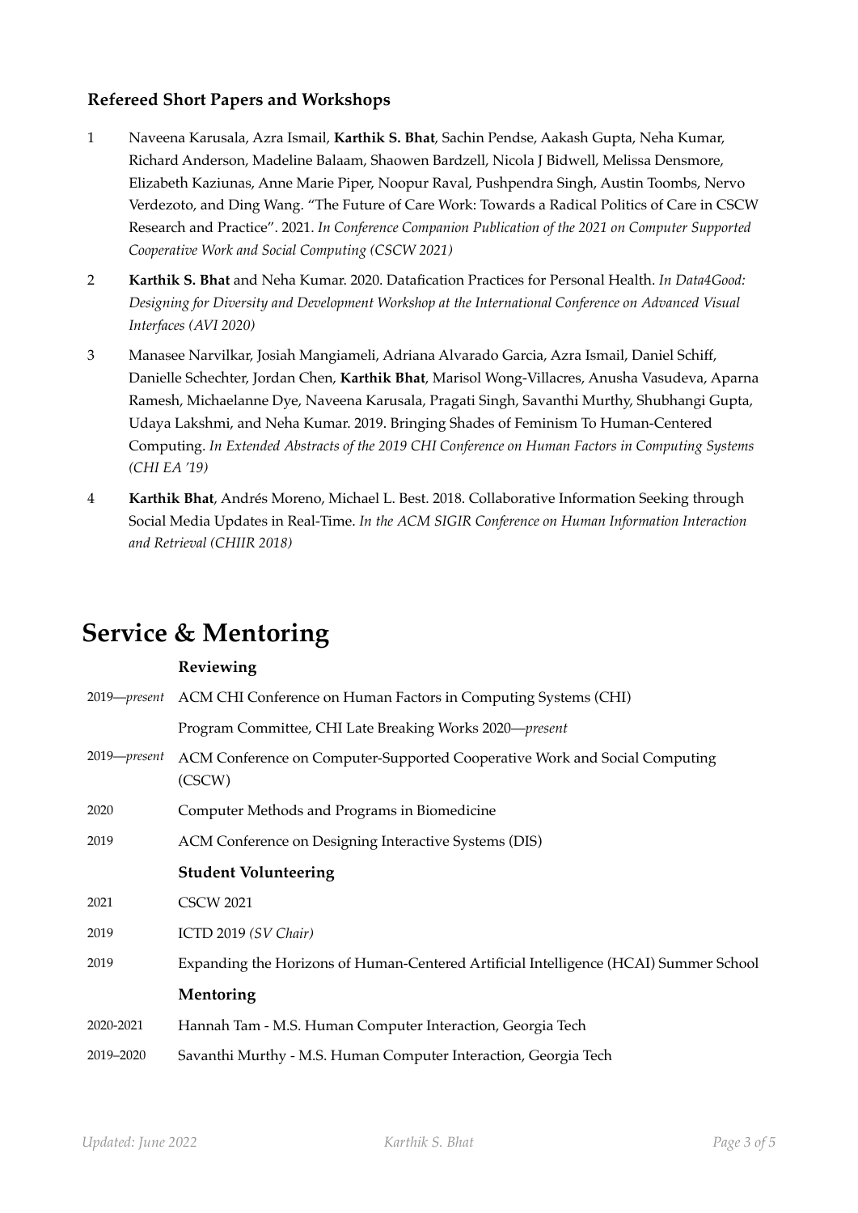### Refereed Short Papers and Workshops

1. Naveena Karusala, Azra Ismail, **Karthik S. Bhat**, Sachin Pendse, Aakash Gupta, Neha Kumar, Richard Anderson, Madeline Balaam, Shaowen Bardzell, Nicola J Bidwell, Melissa Densmore, Elizabeth Kaziunas, Anne Marie Piper, Noopur Raval, Pushpendra Singh, Austin Toombs, Nervo Verdezoto, and Ding Wang. "The Future of Care Work: Towards a Radical Politics of Care in CSCW Research and Practice". 2021. *In Conference Companion Publication of the 2021 on Computer Supported Cooperative Work and Social Computing (CSCW 2021)*

2. **Karthik S. Bhat** and Neha Kumar. 2020. Datafication Practices for Personal Health. *In Data4Good: Designing for Diversity and Development Workshop at the International Conference on Advanced Visual Interfaces (AVI 2020)*

3. Manasee Narvilkar, Josiah Mangiameli, Adriana Alvarado Garcia, Azra Ismail, Daniel Schiff, Danielle Schechter, Jordan Chen, **Karthik Bhat**, Marisol Wong-Villacres, Anusha Vasudeva, Aparna Ramesh, Michaelanne Dye, Naveena Karusala, Pragati Singh, Savanthi Murthy, Shubhangi Gupta, Udaya Lakshmi, and Neha Kumar. 2019. Bringing Shades of Feminism To Human-Centered Computing. *In Extended Abstracts of the 2019 CHI Conference on Human Factors in Computing Systems (CHI EA '19)*

4. **Karthik Bhat**, Andrés Moreno, Michael L. Best. 2018. Collaborative Information Seeking through Social Media Updates in Real-Time. *In the ACM SIGIR Conference on Human Information Interaction and Retrieval (CHIIR 2018)*

# Service & Mentoring

### Reviewing

2019—*present* ACM CHI Conference on Human Factors in Computing Systems (CHI)

Program Committee, CHI Late Breaking Works 2020—*present*

2019—*present* ACM Conference on Computer-Supported Cooperative Work and Social Computing (CSCW)

2020 Computer Methods and Programs in Biomedicine

2019 ACM Conference on Designing Interactive Systems (DIS)

### Student Volunteering

2021 CSCW 2021

2019 ICTD 2019 *(SV Chair)*

2019 Expanding the Horizons of Human-Centered Artificial Intelligence (HCAI) Summer School

### Mentoring

2020-2021 Hannah Tam - M.S. Human Computer Interaction, Georgia Tech

2019–2020 Savanthi Murthy - M.S. Human Computer Interaction, Georgia Tech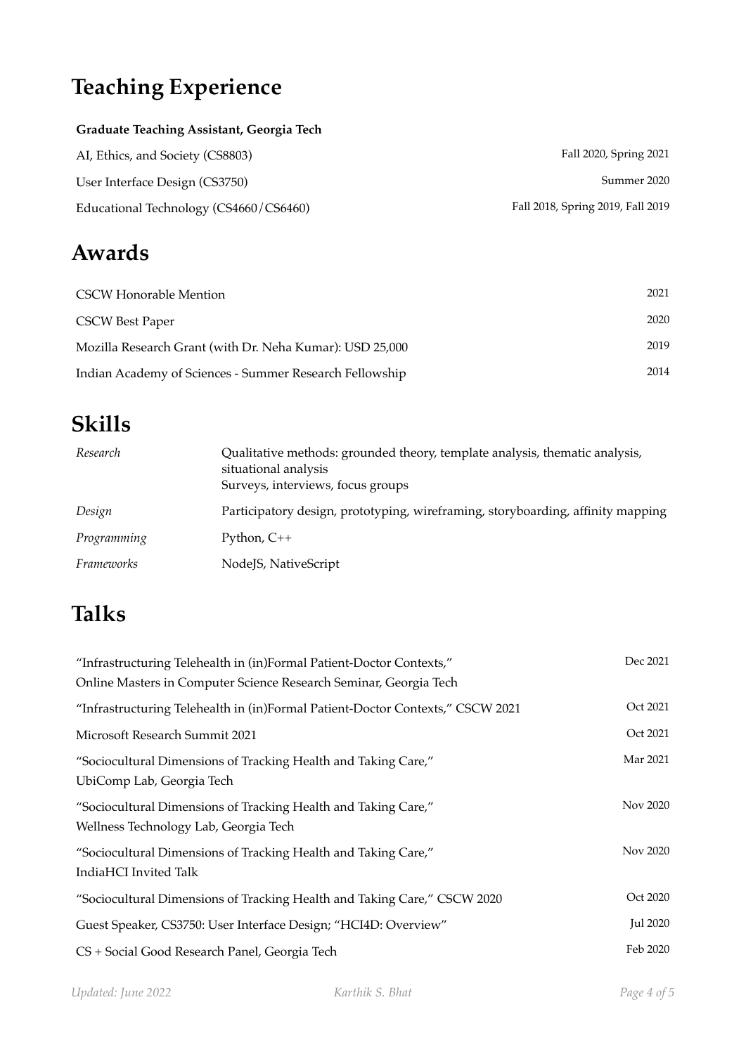# Teaching Experience

**Graduate Teaching Assistant, Georgia Tech**

| | |
|---|---|
| AI, Ethics, and Society (CS8803) | Fall 2020, Spring 2021 |
| User Interface Design (CS3750) | Summer 2020 |
| Educational Technology (CS4660/CS6460) | Fall 2018, Spring 2019, Fall 2019 |

# Awards

| | |
|---|---|
| CSCW Honorable Mention | 2021 |
| CSCW Best Paper | 2020 |
| Mozilla Research Grant (with Dr. Neha Kumar): USD 25,000 | 2019 |
| Indian Academy of Sciences - Summer Research Fellowship | 2014 |

# Skills

| | |
|---|---|
| *Research* | Qualitative methods: grounded theory, template analysis, thematic analysis, situational analysis<br>Surveys, interviews, focus groups |
| *Design* | Participatory design, prototyping, wireframing, storyboarding, affinity mapping |
| *Programming* | Python, C++ |
| *Frameworks* | NodeJS, NativeScript |

# Talks

| | |
|---|---|
| "Infrastructuring Telehealth in (in)Formal Patient-Doctor Contexts,"<br>Online Masters in Computer Science Research Seminar, Georgia Tech | Dec 2021 |
| "Infrastructuring Telehealth in (in)Formal Patient-Doctor Contexts," CSCW 2021 | Oct 2021 |
| Microsoft Research Summit 2021 | Oct 2021 |
| "Sociocultural Dimensions of Tracking Health and Taking Care,"<br>UbiComp Lab, Georgia Tech | Mar 2021 |
| "Sociocultural Dimensions of Tracking Health and Taking Care,"<br>Wellness Technology Lab, Georgia Tech | Nov 2020 |
| "Sociocultural Dimensions of Tracking Health and Taking Care,"<br>IndiaHCI Invited Talk | Nov 2020 |
| "Sociocultural Dimensions of Tracking Health and Taking Care," CSCW 2020 | Oct 2020 |
| Guest Speaker, CS3750: User Interface Design; "HCI4D: Overview" | Jul 2020 |
| CS + Social Good Research Panel, Georgia Tech | Feb 2020 |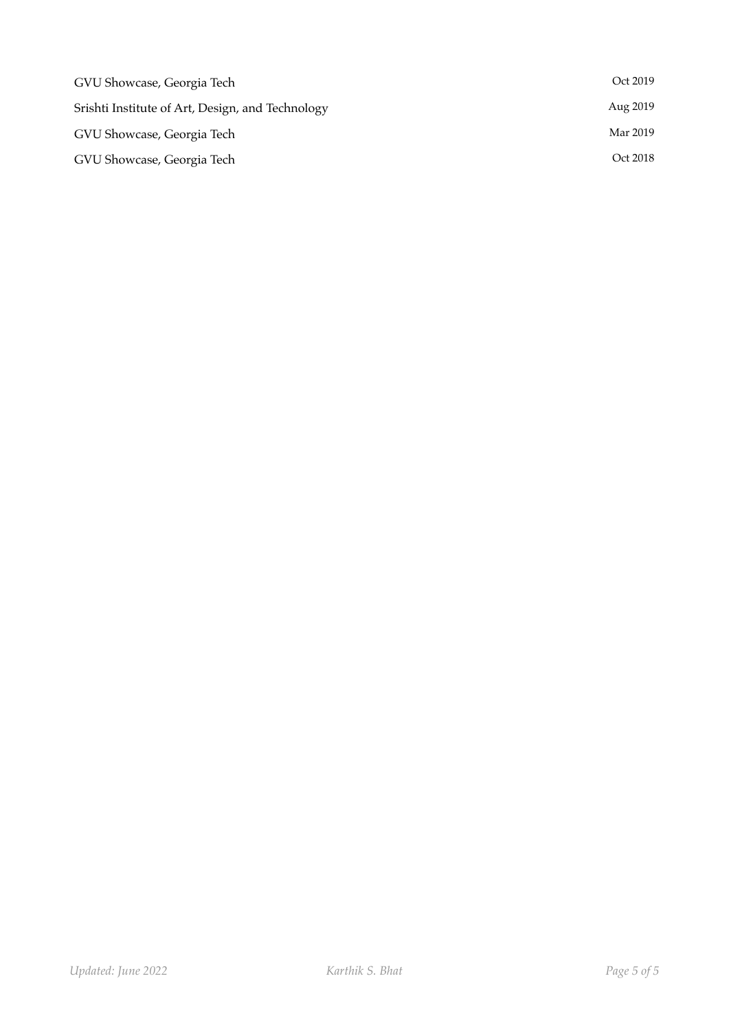GVU Showcase, Georgia Tech — Oct 2019

Srishti Institute of Art, Design, and Technology — Aug 2019

GVU Showcase, Georgia Tech — Mar 2019

GVU Showcase, Georgia Tech — Oct 2018